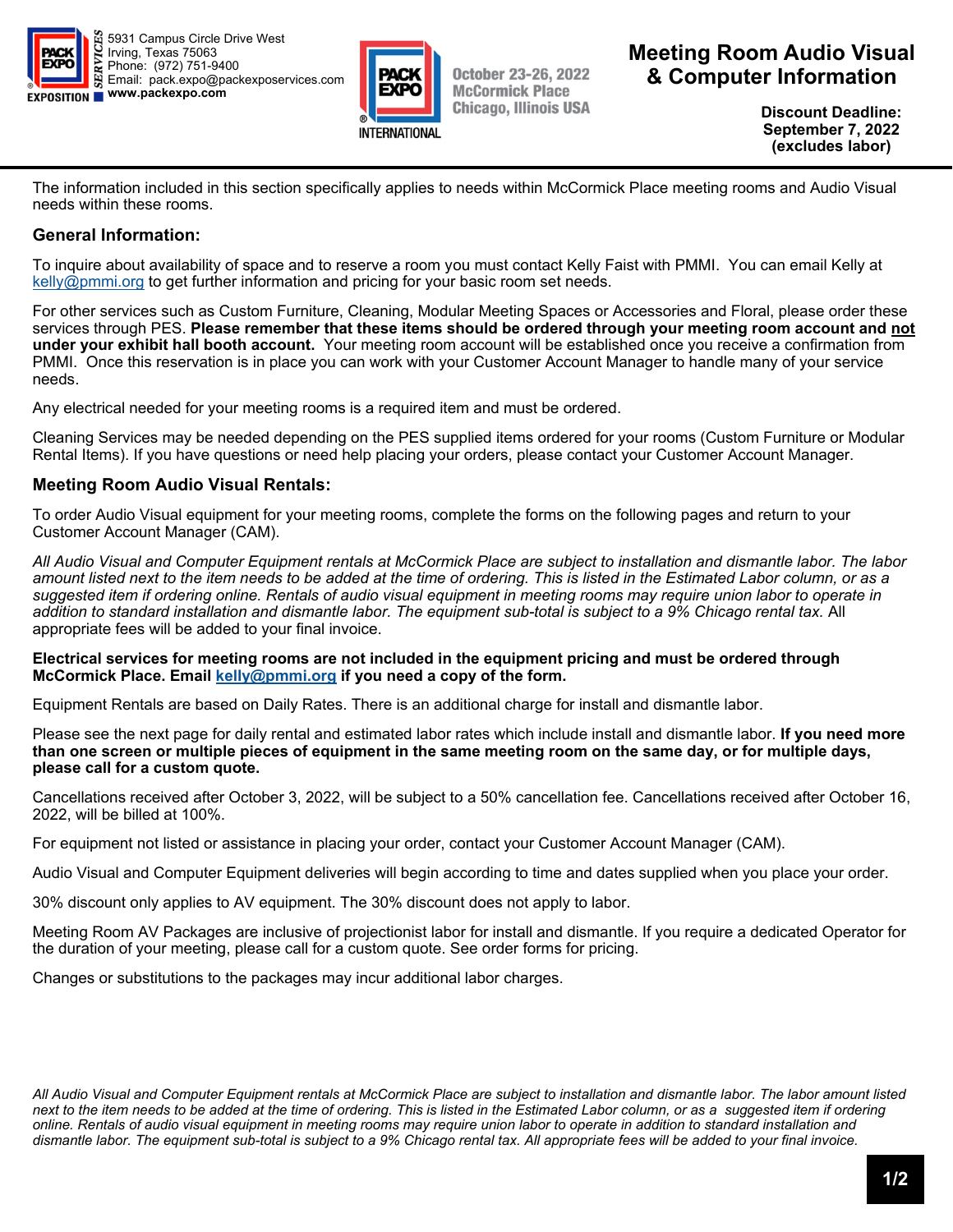5931 Campus Circle Drive West
Irving, Texas 75063
Phone: (972) 751-9400
Email: pack.expo@packexposervices.com
www.packexpo.com

October 23-26, 2022
McCormick Place
Chicago, Illinois USA

# Meeting Room Audio Visual & Computer Information

**Discount Deadline: September 7, 2022 (excludes labor)**

The information included in this section specifically applies to needs within McCormick Place meeting rooms and Audio Visual needs within these rooms.

## General Information:

To inquire about availability of space and to reserve a room you must contact Kelly Faist with PMMI. You can email Kelly at kelly@pmmi.org to get further information and pricing for your basic room set needs.

For other services such as Custom Furniture, Cleaning, Modular Meeting Spaces or Accessories and Floral, please order these services through PES. **Please remember that these items should be ordered through your meeting room account and not under your exhibit hall booth account.** Your meeting room account will be established once you receive a confirmation from PMMI. Once this reservation is in place you can work with your Customer Account Manager to handle many of your service needs.

Any electrical needed for your meeting rooms is a required item and must be ordered.

Cleaning Services may be needed depending on the PES supplied items ordered for your rooms (Custom Furniture or Modular Rental Items). If you have questions or need help placing your orders, please contact your Customer Account Manager.

## Meeting Room Audio Visual Rentals:

To order Audio Visual equipment for your meeting rooms, complete the forms on the following pages and return to your Customer Account Manager (CAM).

*All Audio Visual and Computer Equipment rentals at McCormick Place are subject to installation and dismantle labor. The labor amount listed next to the item needs to be added at the time of ordering. This is listed in the Estimated Labor column, or as a suggested item if ordering online. Rentals of audio visual equipment in meeting rooms may require union labor to operate in addition to standard installation and dismantle labor. The equipment sub-total is subject to a 9% Chicago rental tax.* All appropriate fees will be added to your final invoice.

**Electrical services for meeting rooms are not included in the equipment pricing and must be ordered through McCormick Place. Email kelly@pmmi.org if you need a copy of the form.**

Equipment Rentals are based on Daily Rates. There is an additional charge for install and dismantle labor.

Please see the next page for daily rental and estimated labor rates which include install and dismantle labor. **If you need more than one screen or multiple pieces of equipment in the same meeting room on the same day, or for multiple days, please call for a custom quote.**

Cancellations received after October 3, 2022, will be subject to a 50% cancellation fee. Cancellations received after October 16, 2022, will be billed at 100%.

For equipment not listed or assistance in placing your order, contact your Customer Account Manager (CAM).

Audio Visual and Computer Equipment deliveries will begin according to time and dates supplied when you place your order.

30% discount only applies to AV equipment. The 30% discount does not apply to labor.

Meeting Room AV Packages are inclusive of projectionist labor for install and dismantle. If you require a dedicated Operator for the duration of your meeting, please call for a custom quote. See order forms for pricing.

Changes or substitutions to the packages may incur additional labor charges.

*All Audio Visual and Computer Equipment rentals at McCormick Place are subject to installation and dismantle labor. The labor amount listed next to the item needs to be added at the time of ordering. This is listed in the Estimated Labor column, or as a suggested item if ordering online. Rentals of audio visual equipment in meeting rooms may require union labor to operate in addition to standard installation and dismantle labor. The equipment sub-total is subject to a 9% Chicago rental tax. All appropriate fees will be added to your final invoice.*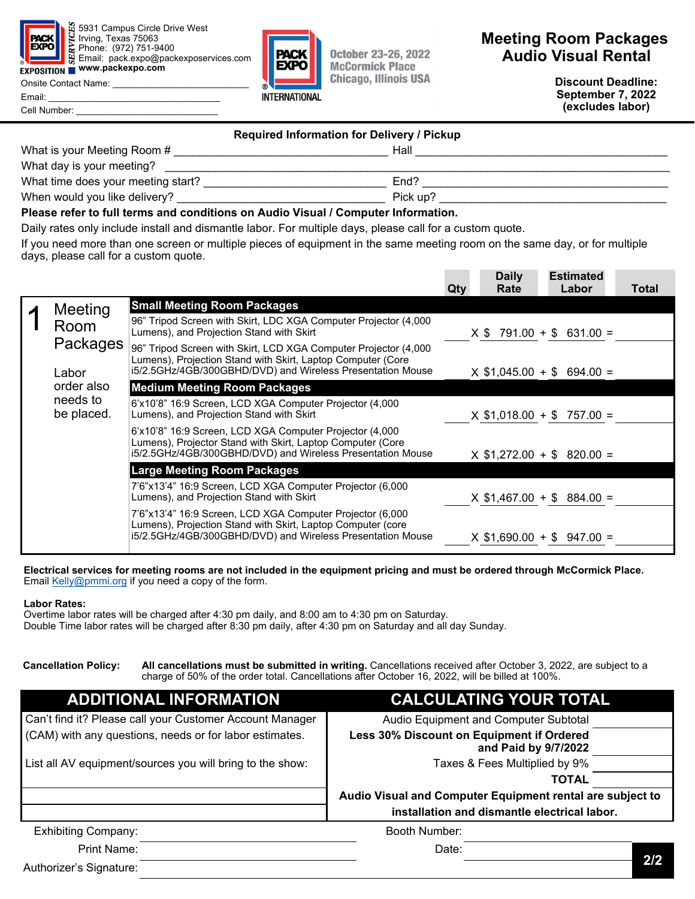PACK EXPO SERVICES
5931 Campus Circle Drive West
Irving, Texas 75063
Phone: (972) 751-9400
Email: pack.expo@packexposervices.com
www.packexpo.com

Onsite Contact Name: ______________________

Email: ______________________

Cell Number: ______________________

PACK EXPO INTERNATIONAL
October 23-26, 2022
McCormick Place
Chicago, Illinois USA

# Meeting Room Packages Audio Visual Rental

**Discount Deadline: September 7, 2022 (excludes labor)**

**Required Information for Delivery / Pickup**

What is your Meeting Room # ______________________ Hall ______________________

What day is your meeting? ______________________

What time does your meeting start? ______________________ End? ______________________

When would you like delivery? ______________________ Pick up? ______________________

**Please refer to full terms and conditions on Audio Visual / Computer Information.**

Daily rates only include install and dismantle labor. For multiple days, please call for a custom quote.

If you need more than one screen or multiple pieces of equipment in the same meeting room on the same day, or for multiple days, please call for a custom quote.

| 1 Meeting Room Packages | | Qty | Daily Rate | Estimated Labor | Total |
|---|---|---|---|---|---|
| Labor order also needs to be placed. | **Small Meeting Room Packages** | | | | |
| | 96" Tripod Screen with Skirt, LDC XGA Computer Projector (4,000 Lumens), and Projection Stand with Skirt | | X $ 791.00 | + $ 631.00 = | |
| | 96" Tripod Screen with Skirt, LCD XGA Computer Projector (4,000 Lumens), Projection Stand with Skirt, Laptop Computer (Core i5/2.5GHz/4GB/300GBHD/DVD) and Wireless Presentation Mouse | | X $1,045.00 | + $ 694.00 = | |
| | **Medium Meeting Room Packages** | | | | |
| | 6'x10'8" 16:9 Screen, LCD XGA Computer Projector (4,000 Lumens), and Projection Stand with Skirt | | X $1,018.00 | + $ 757.00 = | |
| | 6'x10'8" 16:9 Screen, LCD XGA Computer Projector (4,000 Lumens), Projector Stand with Skirt, Laptop Computer (Core i5/2.5GHz/4GB/300GBHD/DVD) and Wireless Presentation Mouse | | X $1,272.00 | + $ 820.00 = | |
| | **Large Meeting Room Packages** | | | | |
| | 7'6"x13'4" 16:9 Screen, LCD XGA Computer Projector (6,000 Lumens), and Projection Stand with Skirt | | X $1,467.00 | + $ 884.00 = | |
| | 7'6"x13'4" 16:9 Screen, LCD XGA Computer Projector (6,000 Lumens), Projection Stand with Skirt, Laptop Computer (core i5/2.5GHz/4GB/300GBHD/DVD) and Wireless Presentation Mouse | | X $1,690.00 | + $ 947.00 = | |

**Electrical services for meeting rooms are not included in the equipment pricing and must be ordered through McCormick Place.** Email Kelly@pmmi.org if you need a copy of the form.

**Labor Rates:**
Overtime labor rates will be charged after 4:30 pm daily, and 8:00 am to 4:30 pm on Saturday.
Double Time labor rates will be charged after 8:30 pm daily, after 4:30 pm on Saturday and all day Sunday.

**Cancellation Policy:** **All cancellations must be submitted in writing.** Cancellations received after October 3, 2022, are subject to a charge of 50% of the order total. Cancellations after October 16, 2022, will be billed at 100%.

| ADDITIONAL INFORMATION | CALCULATING YOUR TOTAL | |
|---|---|---|
| Can't find it? Please call your Customer Account Manager (CAM) with any questions, needs or for labor estimates. | Audio Equipment and Computer Subtotal | |
| | **Less 30% Discount on Equipment if Ordered and Paid by 9/7/2022** | |
| List all AV equipment/sources you will bring to the show: | Taxes & Fees Multiplied by 9% | |
| | **TOTAL** | |
| | **Audio Visual and Computer Equipment rental are subject to installation and dismantle electrical labor.** | |

Exhibiting Company: ______________________ Booth Number: ______________________

Print Name: ______________________ Date: ______________________

Authorizer's Signature: ______________________